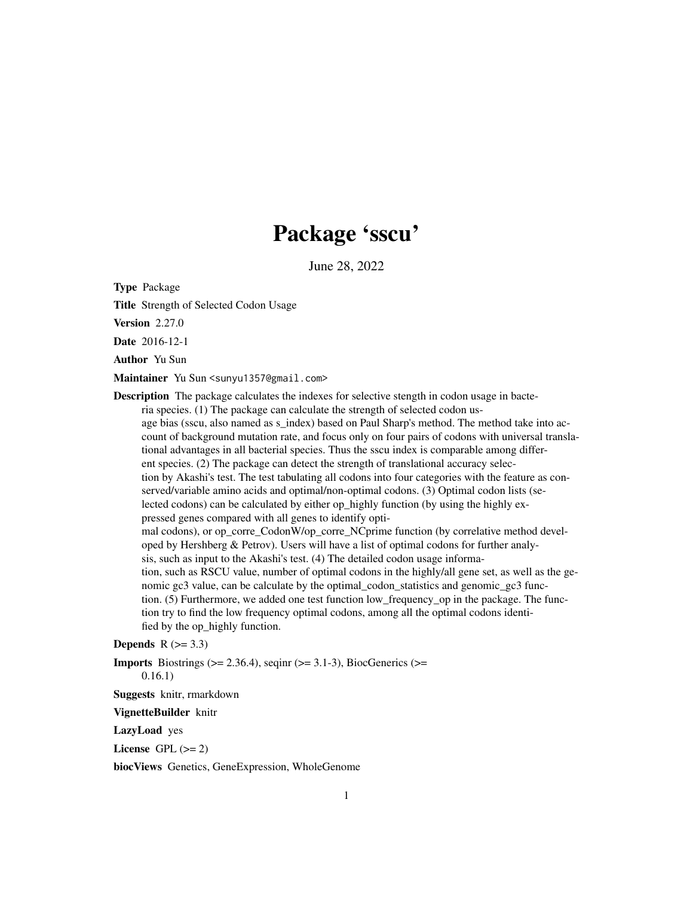# Package 'sscu'

June 28, 2022

**Type** Package

**Title** Strength of Selected Codon Usage

**Version** 2.27.0

**Date** 2016-12-1

**Author** Yu Sun

**Maintainer** Yu Sun <sunyu1357@gmail.com>

**Description** The package calculates the indexes for selective stength in codon usage in bacteria species. (1) The package can calculate the strength of selected codon usage bias (sscu, also named as s_index) based on Paul Sharp's method. The method take into account of background mutation rate, and focus only on four pairs of codons with universal translational advantages in all bacterial species. Thus the sscu index is comparable among different species. (2) The package can detect the strength of translational accuracy selection by Akashi's test. The test tabulating all codons into four categories with the feature as conserved/variable amino acids and optimal/non-optimal codons. (3) Optimal codon lists (selected codons) can be calculated by either op_highly function (by using the highly expressed genes compared with all genes to identify optimal codons), or op_corre_CodonW/op_corre_NCprime function (by correlative method developed by Hershberg & Petrov). Users will have a list of optimal codons for further analysis, such as input to the Akashi's test. (4) The detailed codon usage information, such as RSCU value, number of optimal codons in the highly/all gene set, as well as the genomic gc3 value, can be calculate by the optimal_codon_statistics and genomic_gc3 function. (5) Furthermore, we added one test function low_frequency_op in the package. The function try to find the low frequency optimal codons, among all the optimal codons identified by the op_highly function.

**Depends** R (>= 3.3)

**Imports** Biostrings (>= 2.36.4), seqinr (>= 3.1-3), BiocGenerics (>= 0.16.1)

**Suggests** knitr, rmarkdown

**VignetteBuilder** knitr

**LazyLoad** yes

**License** GPL (>= 2)

**biocViews** Genetics, GeneExpression, WholeGenome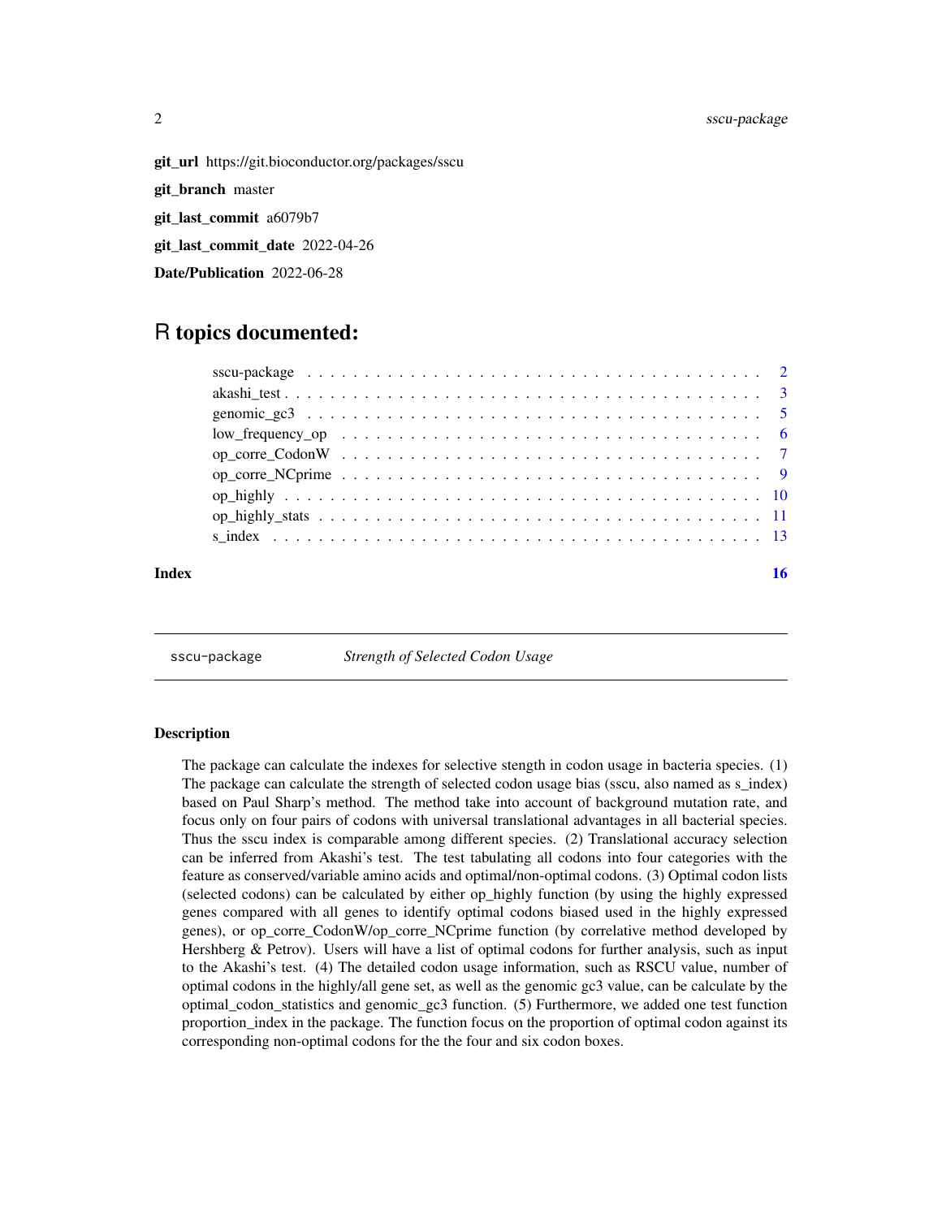**git_url** https://git.bioconductor.org/packages/sscu

**git_branch** master

**git_last_commit** a6079b7

**git_last_commit_date** 2022-04-26

**Date/Publication** 2022-06-28

# R topics documented:

| | |
|---|---|
| sscu-package | 2 |
| akashi_test | 3 |
| genomic_gc3 | 5 |
| low_frequency_op | 6 |
| op_corre_CodonW | 7 |
| op_corre_NCprime | 9 |
| op_highly | 10 |
| op_highly_stats | 11 |
| s_index | 13 |
| **Index** | **16** |

---

sscu-package *Strength of Selected Codon Usage*

---

### Description

The package can calculate the indexes for selective stength in codon usage in bacteria species. (1) The package can calculate the strength of selected codon usage bias (sscu, also named as s_index) based on Paul Sharp's method. The method take into account of background mutation rate, and focus only on four pairs of codons with universal translational advantages in all bacterial species. Thus the sscu index is comparable among different species. (2) Translational accuracy selection can be inferred from Akashi's test. The test tabulating all codons into four categories with the feature as conserved/variable amino acids and optimal/non-optimal codons. (3) Optimal codon lists (selected codons) can be calculated by either op_highly function (by using the highly expressed genes compared with all genes to identify optimal codons biased used in the highly expressed genes), or op_corre_CodonW/op_corre_NCprime function (by correlative method developed by Hershberg & Petrov). Users will have a list of optimal codons for further analysis, such as input to the Akashi's test. (4) The detailed codon usage information, such as RSCU value, number of optimal codons in the highly/all gene set, as well as the genomic gc3 value, can be calculate by the optimal_codon_statistics and genomic_gc3 function. (5) Furthermore, we added one test function proportion_index in the package. The function focus on the proportion of optimal codon against its corresponding non-optimal codons for the the four and six codon boxes.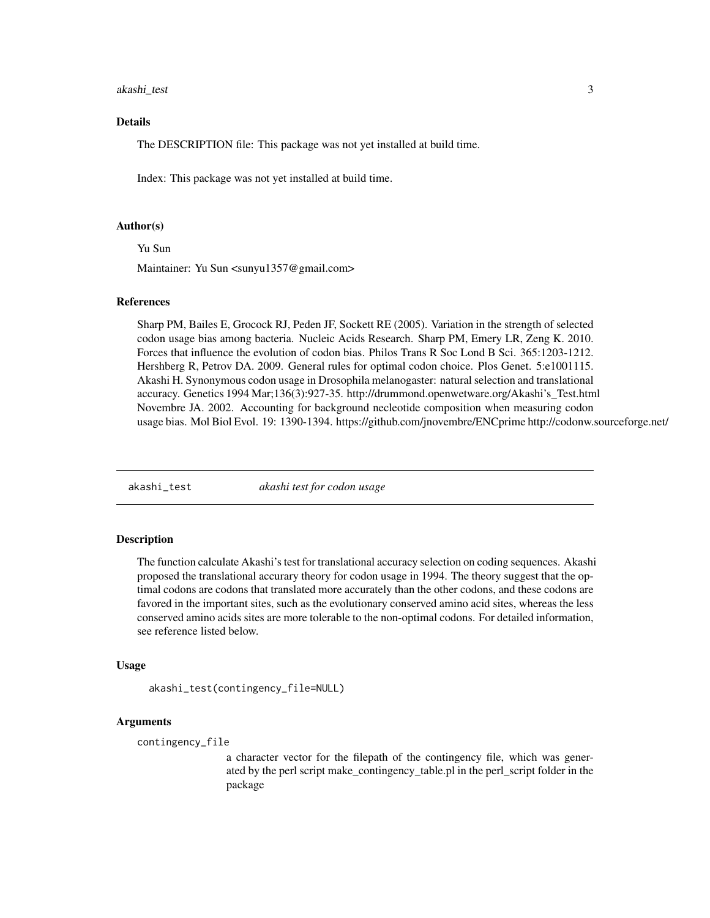### Details

The DESCRIPTION file: This package was not yet installed at build time.

Index: This package was not yet installed at build time.

### Author(s)

Yu Sun

Maintainer: Yu Sun <sunyu1357@gmail.com>

### References

Sharp PM, Bailes E, Grocock RJ, Peden JF, Sockett RE (2005). Variation in the strength of selected codon usage bias among bacteria. Nucleic Acids Research. Sharp PM, Emery LR, Zeng K. 2010. Forces that influence the evolution of codon bias. Philos Trans R Soc Lond B Sci. 365:1203-1212. Hershberg R, Petrov DA. 2009. General rules for optimal codon choice. Plos Genet. 5:e1001115. Akashi H. Synonymous codon usage in Drosophila melanogaster: natural selection and translational accuracy. Genetics 1994 Mar;136(3):927-35. http://drummond.openwetware.org/Akashi's_Test.html Novembre JA. 2002. Accounting for background necleotide composition when measuring codon usage bias. Mol Biol Evol. 19: 1390-1394. https://github.com/jnovembre/ENCprime http://codonw.sourceforge.net/

---

## akashi_test — *akashi test for codon usage*

### Description

The function calculate Akashi's test for translational accuracy selection on coding sequences. Akashi proposed the translational accurary theory for codon usage in 1994. The theory suggest that the optimal codons are codons that translated more accurately than the other codons, and these codons are favored in the important sites, such as the evolutionary conserved amino acid sites, whereas the less conserved amino acids sites are more tolerable to the non-optimal codons. For detailed information, see reference listed below.

### Usage

```
akashi_test(contingency_file=NULL)
```

### Arguments

`contingency_file`
: a character vector for the filepath of the contingency file, which was generated by the perl script make_contingency_table.pl in the perl_script folder in the package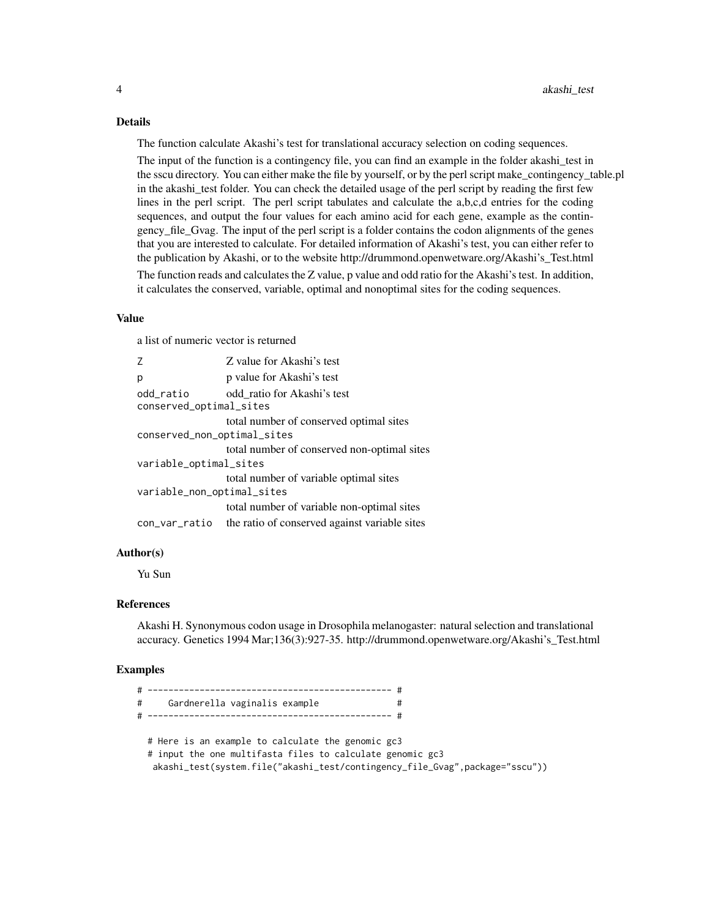## Details

The function calculate Akashi's test for translational accuracy selection on coding sequences.

The input of the function is a contingency file, you can find an example in the folder akashi_test in the sscu directory. You can either make the file by yourself, or by the perl script make_contingency_table.pl in the akashi_test folder. You can check the detailed usage of the perl script by reading the first few lines in the perl script. The perl script tabulates and calculate the a,b,c,d entries for the coding sequences, and output the four values for each amino acid for each gene, example as the contingency_file_Gvag. The input of the perl script is a folder contains the codon alignments of the genes that you are interested to calculate. For detailed information of Akashi's test, you can either refer to the publication by Akashi, or to the website http://drummond.openwetware.org/Akashi's_Test.html

The function reads and calculates the Z value, p value and odd ratio for the Akashi's test. In addition, it calculates the conserved, variable, optimal and nonoptimal sites for the coding sequences.

## Value

a list of numeric vector is returned

| | |
|---|---|
| `Z` | Z value for Akashi's test |
| `p` | p value for Akashi's test |
| `odd_ratio` | odd_ratio for Akashi's test |
| `conserved_optimal_sites` | total number of conserved optimal sites |
| `conserved_non_optimal_sites` | total number of conserved non-optimal sites |
| `variable_optimal_sites` | total number of variable optimal sites |
| `variable_non_optimal_sites` | total number of variable non-optimal sites |
| `con_var_ratio` | the ratio of conserved against variable sites |

## Author(s)

Yu Sun

## References

Akashi H. Synonymous codon usage in Drosophila melanogaster: natural selection and translational accuracy. Genetics 1994 Mar;136(3):927-35. http://drummond.openwetware.org/Akashi's_Test.html

## Examples

```
# ----------------------------------------------- #
#     Gardnerella vaginalis example               #
# ----------------------------------------------- #

  # Here is an example to calculate the genomic gc3
  # input the one multifasta files to calculate genomic gc3
   akashi_test(system.file("akashi_test/contingency_file_Gvag",package="sscu"))
```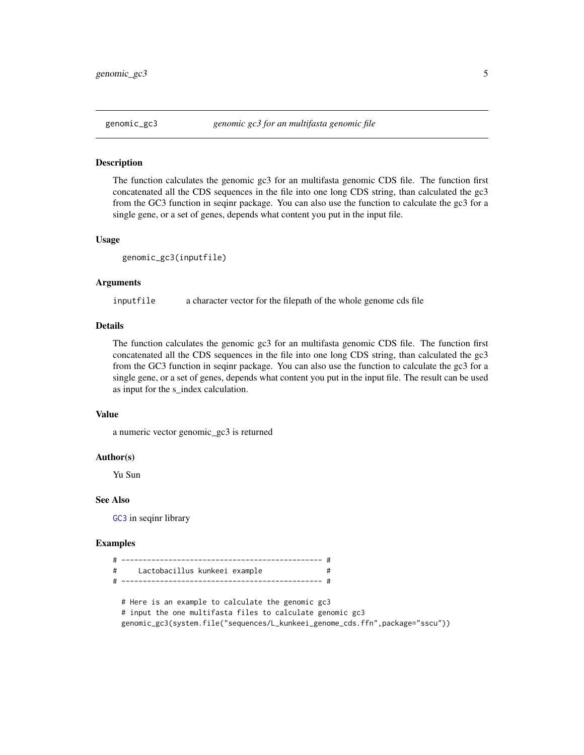genomic_gc3 *genomic gc3 for an multifasta genomic file*

## Description

The function calculates the genomic gc3 for an multifasta genomic CDS file. The function first concatenated all the CDS sequences in the file into one long CDS string, than calculated the gc3 from the GC3 function in seqinr package. You can also use the function to calculate the gc3 for a single gene, or a set of genes, depends what content you put in the input file.

## Usage

```
genomic_gc3(inputfile)
```

## Arguments

`inputfile` a character vector for the filepath of the whole genome cds file

## Details

The function calculates the genomic gc3 for an multifasta genomic CDS file. The function first concatenated all the CDS sequences in the file into one long CDS string, than calculated the gc3 from the GC3 function in seqinr package. You can also use the function to calculate the gc3 for a single gene, or a set of genes, depends what content you put in the input file. The result can be used as input for the s_index calculation.

## Value

a numeric vector genomic_gc3 is returned

## Author(s)

Yu Sun

## See Also

GC3 in seqinr library

## Examples

```
# ---------------------------------------------- #
#     Lactobacillus kunkeei example              #
# ---------------------------------------------- #

  # Here is an example to calculate the genomic gc3
  # input the one multifasta files to calculate genomic gc3
  genomic_gc3(system.file("sequences/L_kunkeei_genome_cds.ffn",package="sscu"))
```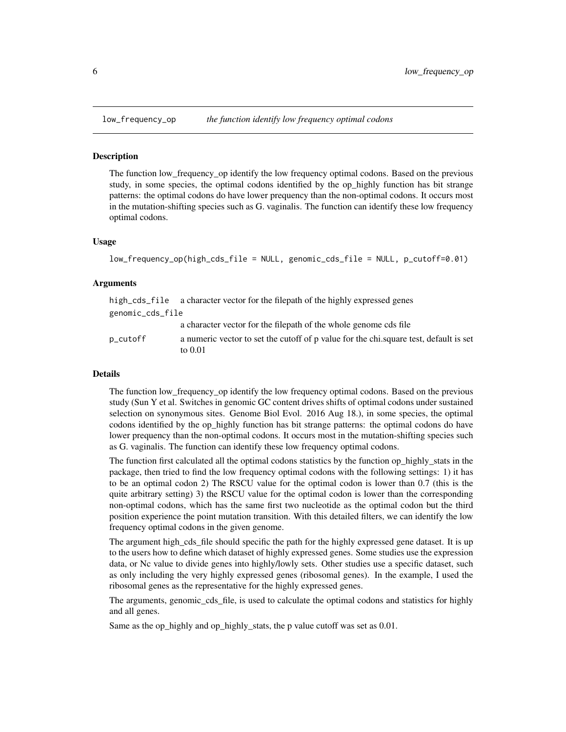# low_frequency_op — *the function identify low frequency optimal codons*

## Description

The function low_frequency_op identify the low frequency optimal codons. Based on the previous study, in some species, the optimal codons identified by the op_highly function has bit strange patterns: the optimal codons do have lower prequency than the non-optimal codons. It occurs most in the mutation-shifting species such as G. vaginalis. The function can identify these low frequency optimal codons.

## Usage

```
low_frequency_op(high_cds_file = NULL, genomic_cds_file = NULL, p_cutoff=0.01)
```

## Arguments

| | |
|---|---|
| high_cds_file | a character vector for the filepath of the highly expressed genes |
| genomic_cds_file | a character vector for the filepath of the whole genome cds file |
| p_cutoff | a numeric vector to set the cutoff of p value for the chi.square test, default is set to 0.01 |

## Details

The function low_frequency_op identify the low frequency optimal codons. Based on the previous study (Sun Y et al. Switches in genomic GC content drives shifts of optimal codons under sustained selection on synonymous sites. Genome Biol Evol. 2016 Aug 18.), in some species, the optimal codons identified by the op_highly function has bit strange patterns: the optimal codons do have lower prequency than the non-optimal codons. It occurs most in the mutation-shifting species such as G. vaginalis. The function can identify these low frequency optimal codons.

The function first calculated all the optimal codons statistics by the function op_highly_stats in the package, then tried to find the low frequency optimal codons with the following settings: 1) it has to be an optimal codon 2) The RSCU value for the optimal codon is lower than 0.7 (this is the quite arbitrary setting) 3) the RSCU value for the optimal codon is lower than the corresponding non-optimal codons, which has the same first two nucleotide as the optimal codon but the third position experience the point mutation transition. With this detailed filters, we can identify the low frequency optimal codons in the given genome.

The argument high_cds_file should specific the path for the highly expressed gene dataset. It is up to the users how to define which dataset of highly expressed genes. Some studies use the expression data, or Nc value to divide genes into highly/lowly sets. Other studies use a specific dataset, such as only including the very highly expressed genes (ribosomal genes). In the example, I used the ribosomal genes as the representative for the highly expressed genes.

The arguments, genomic_cds_file, is used to calculate the optimal codons and statistics for highly and all genes.

Same as the op_highly and op_highly_stats, the p value cutoff was set as 0.01.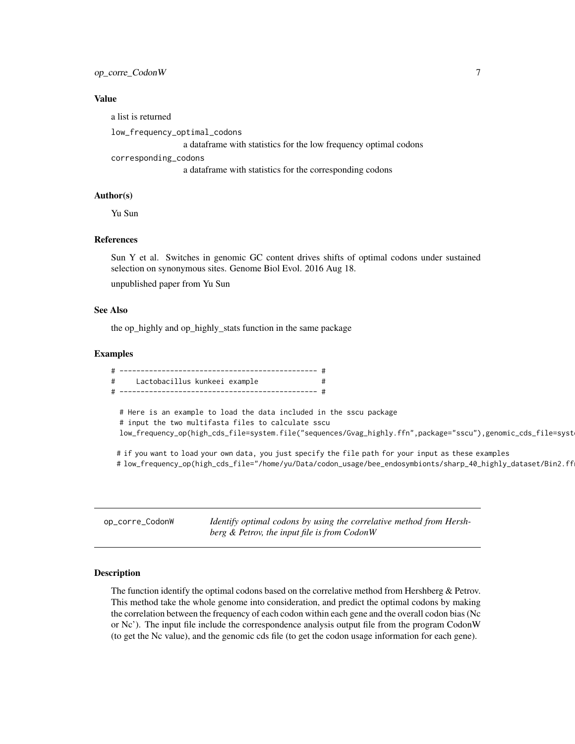### Value

a list is returned

`low_frequency_optimal_codons`
: a dataframe with statistics for the low frequency optimal codons

`corresponding_codons`
: a dataframe with statistics for the corresponding codons

### Author(s)

Yu Sun

### References

Sun Y et al. Switches in genomic GC content drives shifts of optimal codons under sustained selection on synonymous sites. Genome Biol Evol. 2016 Aug 18.

unpublished paper from Yu Sun

### See Also

the op_highly and op_highly_stats function in the same package

### Examples

```
# ---------------------------------------------- #
#     Lactobacillus kunkeei example              #
# ---------------------------------------------- #

  # Here is an example to load the data included in the sscu package
  # input the two multifasta files to calculate sscu
  low_frequency_op(high_cds_file=system.file("sequences/Gvag_highly.ffn",package="sscu"),genomic_cds_file=syst

 # if you want to load your own data, you just specify the file path for your input as these examples
 # low_frequency_op(high_cds_file="/home/yu/Data/codon_usage/bee_endosymbionts/sharp_40_highly_dataset/Bin2.ff
```

---

`op_corre_CodonW` — *Identify optimal codons by using the correlative method from Hershberg & Petrov, the input file is from CodonW*

---

### Description

The function identify the optimal codons based on the correlative method from Hershberg & Petrov. This method take the whole genome into consideration, and predict the optimal codons by making the correlation between the frequency of each codon within each gene and the overall codon bias (Nc or Nc'). The input file include the correspondence analysis output file from the program CodonW (to get the Nc value), and the genomic cds file (to get the codon usage information for each gene).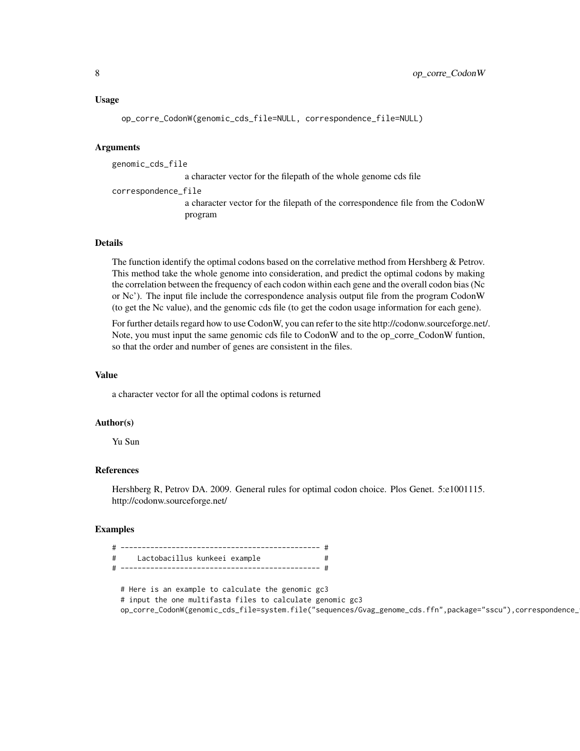## Usage

```
op_corre_CodonW(genomic_cds_file=NULL, correspondence_file=NULL)
```

## Arguments

genomic_cds_file
: a character vector for the filepath of the whole genome cds file

correspondence_file
: a character vector for the filepath of the correspondence file from the CodonW program

## Details

The function identify the optimal codons based on the correlative method from Hershberg & Petrov. This method take the whole genome into consideration, and predict the optimal codons by making the correlation between the frequency of each codon within each gene and the overall codon bias (Nc or Nc'). The input file include the correspondence analysis output file from the program CodonW (to get the Nc value), and the genomic cds file (to get the codon usage information for each gene).

For further details regard how to use CodonW, you can refer to the site http://codonw.sourceforge.net/. Note, you must input the same genomic cds file to CodonW and to the op_corre_CodonW funtion, so that the order and number of genes are consistent in the files.

## Value

a character vector for all the optimal codons is returned

## Author(s)

Yu Sun

## References

Hershberg R, Petrov DA. 2009. General rules for optimal codon choice. Plos Genet. 5:e1001115. http://codonw.sourceforge.net/

## Examples

```
# ----------------------------------------------- #
#     Lactobacillus kunkeei example               #
# ----------------------------------------------- #

  # Here is an example to calculate the genomic gc3
  # input the one multifasta files to calculate genomic gc3
  op_corre_CodonW(genomic_cds_file=system.file("sequences/Gvag_genome_cds.ffn",package="sscu"),correspondence_
```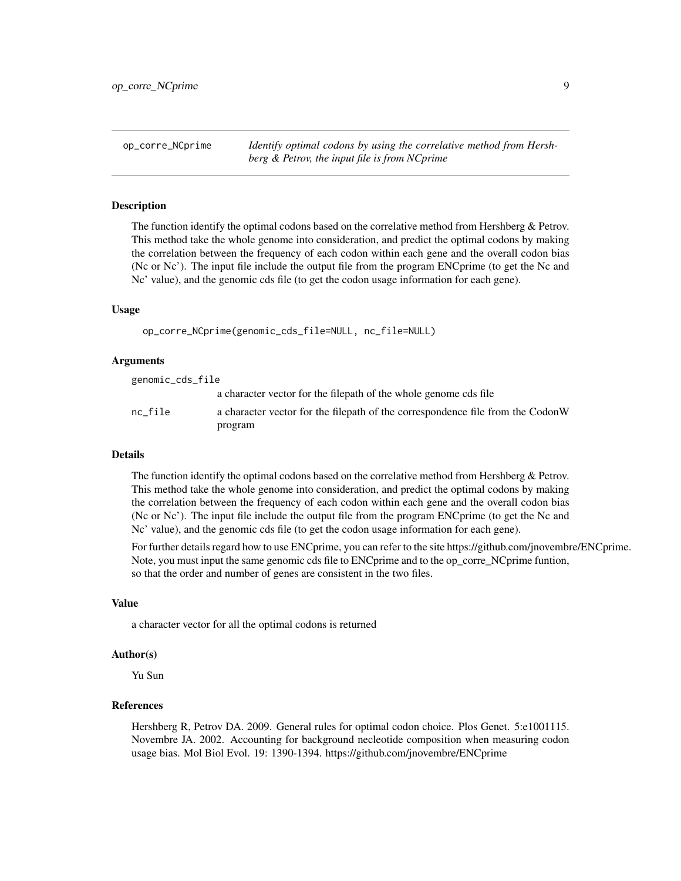# op_corre_NCprime

*Identify optimal codons by using the correlative method from Hershberg & Petrov, the input file is from NCprime*

## Description

The function identify the optimal codons based on the correlative method from Hershberg & Petrov. This method take the whole genome into consideration, and predict the optimal codons by making the correlation between the frequency of each codon within each gene and the overall codon bias (Nc or Nc'). The input file include the output file from the program ENCprime (to get the Nc and Nc' value), and the genomic cds file (to get the codon usage information for each gene).

## Usage

```
op_corre_NCprime(genomic_cds_file=NULL, nc_file=NULL)
```

## Arguments

| | |
|---|---|
| genomic_cds_file | a character vector for the filepath of the whole genome cds file |
| nc_file | a character vector for the filepath of the correspondence file from the CodonW program |

## Details

The function identify the optimal codons based on the correlative method from Hershberg & Petrov. This method take the whole genome into consideration, and predict the optimal codons by making the correlation between the frequency of each codon within each gene and the overall codon bias (Nc or Nc'). The input file include the output file from the program ENCprime (to get the Nc and Nc' value), and the genomic cds file (to get the codon usage information for each gene).

For further details regard how to use ENCprime, you can refer to the site https://github.com/jnovembre/ENCprime. Note, you must input the same genomic cds file to ENCprime and to the op_corre_NCprime funtion, so that the order and number of genes are consistent in the two files.

## Value

a character vector for all the optimal codons is returned

## Author(s)

Yu Sun

## References

Hershberg R, Petrov DA. 2009. General rules for optimal codon choice. Plos Genet. 5:e1001115. Novembre JA. 2002. Accounting for background necleotide composition when measuring codon usage bias. Mol Biol Evol. 19: 1390-1394. https://github.com/jnovembre/ENCprime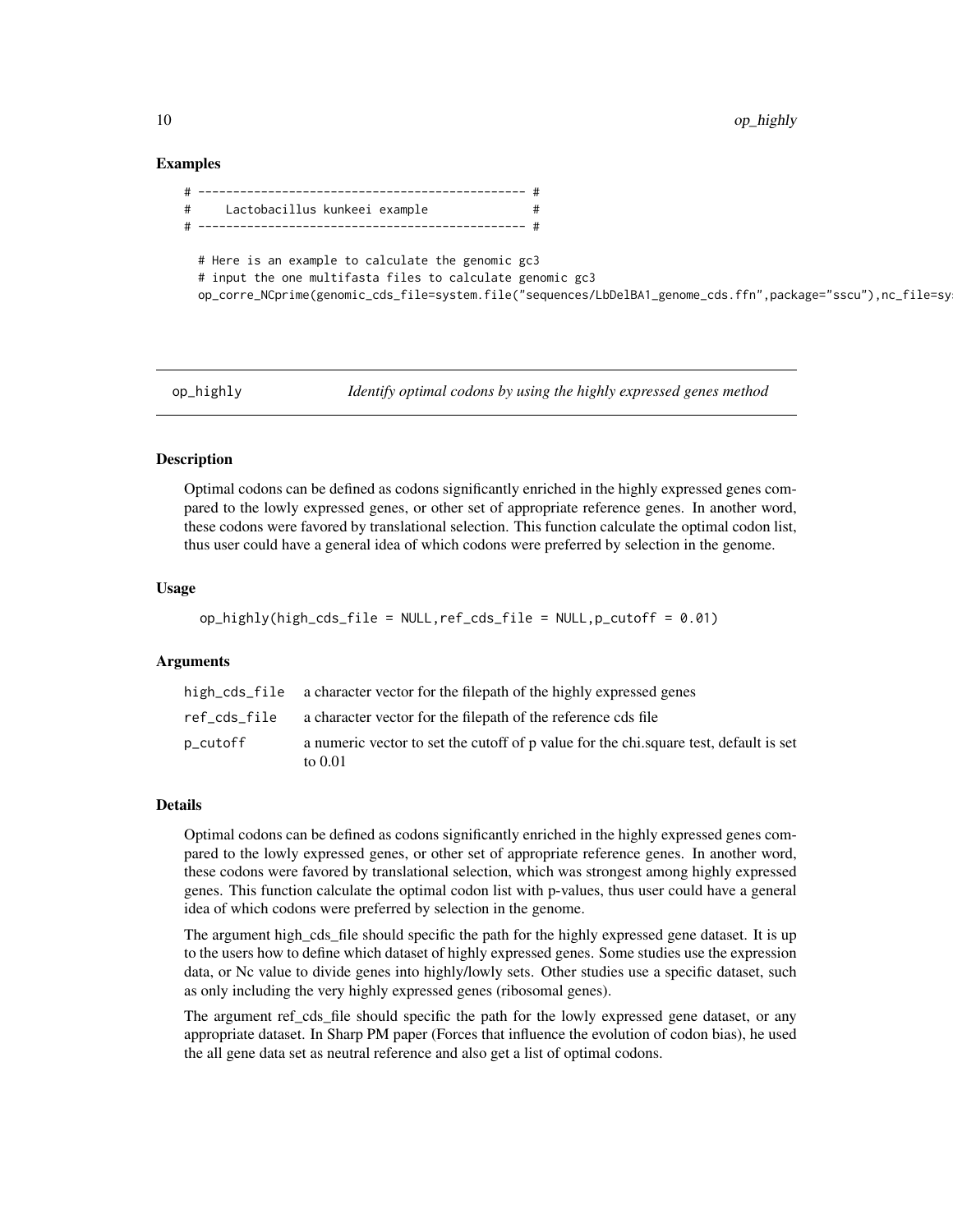### Examples

```
# ----------------------------------------------- #
#     Lactobacillus kunkeei example               #
# ----------------------------------------------- #

  # Here is an example to calculate the genomic gc3
  # input the one multifasta files to calculate genomic gc3
  op_corre_NCprime(genomic_cds_file=system.file("sequences/LbDelBA1_genome_cds.ffn",package="sscu"),nc_file=sy
```

## op_highly — *Identify optimal codons by using the highly expressed genes method*

### Description

Optimal codons can be defined as codons significantly enriched in the highly expressed genes compared to the lowly expressed genes, or other set of appropriate reference genes. In another word, these codons were favored by translational selection. This function calculate the optimal codon list, thus user could have a general idea of which codons were preferred by selection in the genome.

### Usage

```
op_highly(high_cds_file = NULL,ref_cds_file = NULL,p_cutoff = 0.01)
```

### Arguments

| | |
|---|---|
| high_cds_file | a character vector for the filepath of the highly expressed genes |
| ref_cds_file | a character vector for the filepath of the reference cds file |
| p_cutoff | a numeric vector to set the cutoff of p value for the chi.square test, default is set to 0.01 |

### Details

Optimal codons can be defined as codons significantly enriched in the highly expressed genes compared to the lowly expressed genes, or other set of appropriate reference genes. In another word, these codons were favored by translational selection, which was strongest among highly expressed genes. This function calculate the optimal codon list with p-values, thus user could have a general idea of which codons were preferred by selection in the genome.

The argument high_cds_file should specific the path for the highly expressed gene dataset. It is up to the users how to define which dataset of highly expressed genes. Some studies use the expression data, or Nc value to divide genes into highly/lowly sets. Other studies use a specific dataset, such as only including the very highly expressed genes (ribosomal genes).

The argument ref_cds_file should specific the path for the lowly expressed gene dataset, or any appropriate dataset. In Sharp PM paper (Forces that influence the evolution of codon bias), he used the all gene data set as neutral reference and also get a list of optimal codons.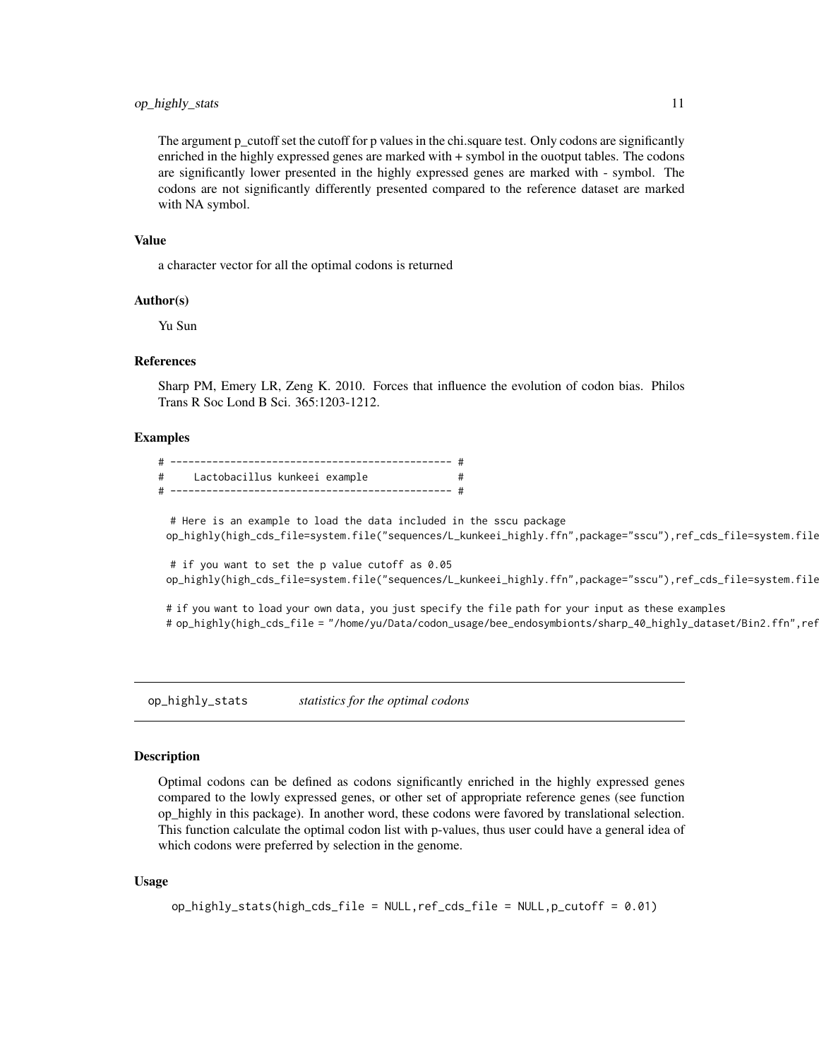The argument p_cutoff set the cutoff for p values in the chi.square test. Only codons are significantly enriched in the highly expressed genes are marked with + symbol in the ouotput tables. The codons are significantly lower presented in the highly expressed genes are marked with - symbol. The codons are not significantly differently presented compared to the reference dataset are marked with NA symbol.

### Value

a character vector for all the optimal codons is returned

### Author(s)

Yu Sun

### References

Sharp PM, Emery LR, Zeng K. 2010. Forces that influence the evolution of codon bias. Philos Trans R Soc Lond B Sci. 365:1203-1212.

### Examples

```
# ---------------------------------------------- #
#     Lactobacillus kunkeei example              #
# ---------------------------------------------- #

  # Here is an example to load the data included in the sscu package
 op_highly(high_cds_file=system.file("sequences/L_kunkeei_highly.ffn",package="sscu"),ref_cds_file=system.file

  # if you want to set the p value cutoff as 0.05
 op_highly(high_cds_file=system.file("sequences/L_kunkeei_highly.ffn",package="sscu"),ref_cds_file=system.file

 # if you want to load your own data, you just specify the file path for your input as these examples
 # op_highly(high_cds_file = "/home/yu/Data/codon_usage/bee_endosymbionts/sharp_40_highly_dataset/Bin2.ffn",ref
```

---

## op_highly_stats    *statistics for the optimal codons*

### Description

Optimal codons can be defined as codons significantly enriched in the highly expressed genes compared to the lowly expressed genes, or other set of appropriate reference genes (see function op_highly in this package). In another word, these codons were favored by translational selection. This function calculate the optimal codon list with p-values, thus user could have a general idea of which codons were preferred by selection in the genome.

### Usage

```
op_highly_stats(high_cds_file = NULL,ref_cds_file = NULL,p_cutoff = 0.01)
```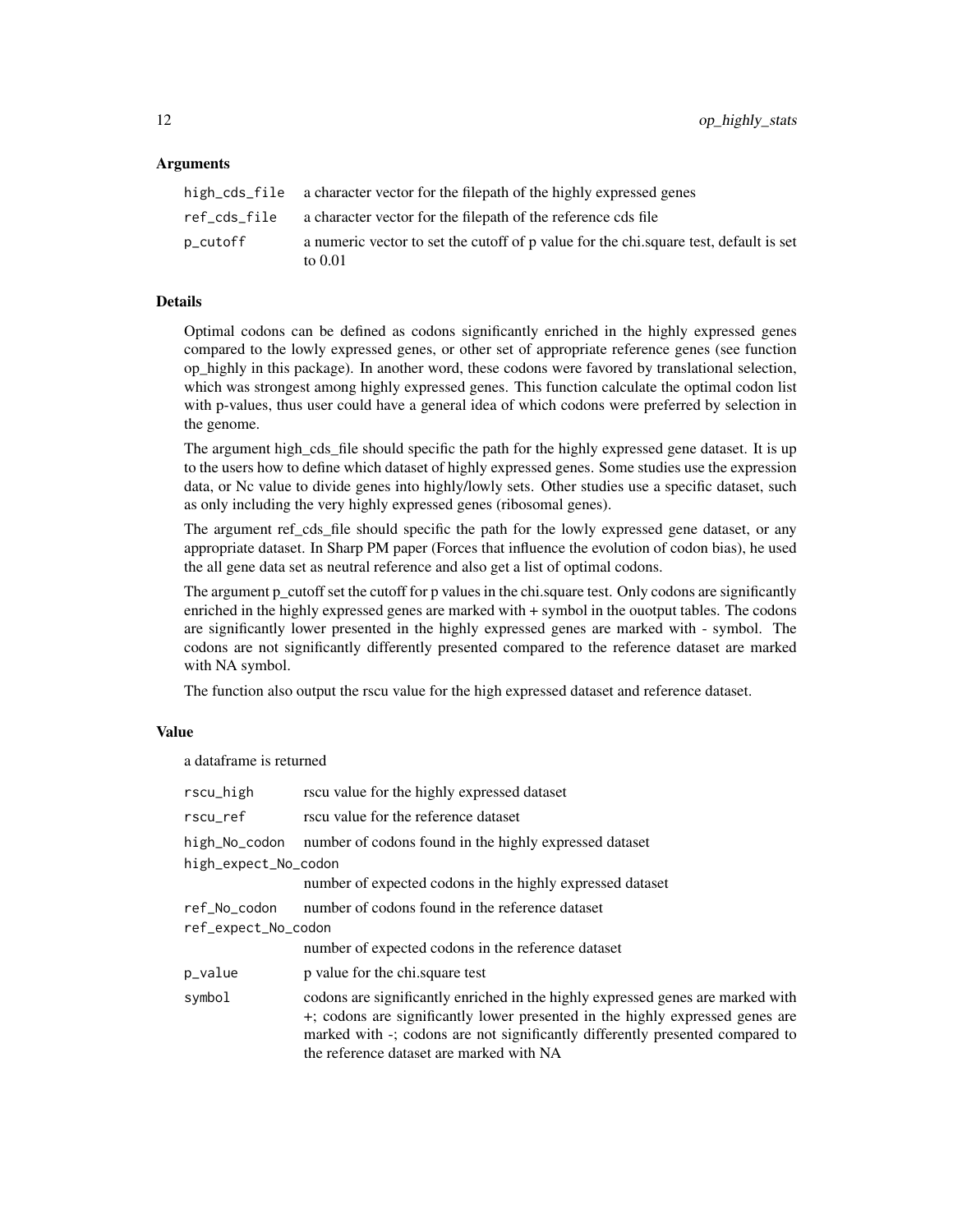### Arguments

| | |
|---|---|
| high_cds_file | a character vector for the filepath of the highly expressed genes |
| ref_cds_file | a character vector for the filepath of the reference cds file |
| p_cutoff | a numeric vector to set the cutoff of p value for the chi.square test, default is set to 0.01 |

### Details

Optimal codons can be defined as codons significantly enriched in the highly expressed genes compared to the lowly expressed genes, or other set of appropriate reference genes (see function op_highly in this package). In another word, these codons were favored by translational selection, which was strongest among highly expressed genes. This function calculate the optimal codon list with p-values, thus user could have a general idea of which codons were preferred by selection in the genome.

The argument high_cds_file should specific the path for the highly expressed gene dataset. It is up to the users how to define which dataset of highly expressed genes. Some studies use the expression data, or Nc value to divide genes into highly/lowly sets. Other studies use a specific dataset, such as only including the very highly expressed genes (ribosomal genes).

The argument ref_cds_file should specific the path for the lowly expressed gene dataset, or any appropriate dataset. In Sharp PM paper (Forces that influence the evolution of codon bias), he used the all gene data set as neutral reference and also get a list of optimal codons.

The argument p_cutoff set the cutoff for p values in the chi.square test. Only codons are significantly enriched in the highly expressed genes are marked with + symbol in the ouotput tables. The codons are significantly lower presented in the highly expressed genes are marked with - symbol. The codons are not significantly differently presented compared to the reference dataset are marked with NA symbol.

The function also output the rscu value for the high expressed dataset and reference dataset.

### Value

a dataframe is returned

| | |
|---|---|
| rscu_high | rscu value for the highly expressed dataset |
| rscu_ref | rscu value for the reference dataset |
| high_No_codon | number of codons found in the highly expressed dataset |
| high_expect_No_codon | number of expected codons in the highly expressed dataset |
| ref_No_codon | number of codons found in the reference dataset |
| ref_expect_No_codon | number of expected codons in the reference dataset |
| p_value | p value for the chi.square test |
| symbol | codons are significantly enriched in the highly expressed genes are marked with +; codons are significantly lower presented in the highly expressed genes are marked with -; codons are not significantly differently presented compared to the reference dataset are marked with NA |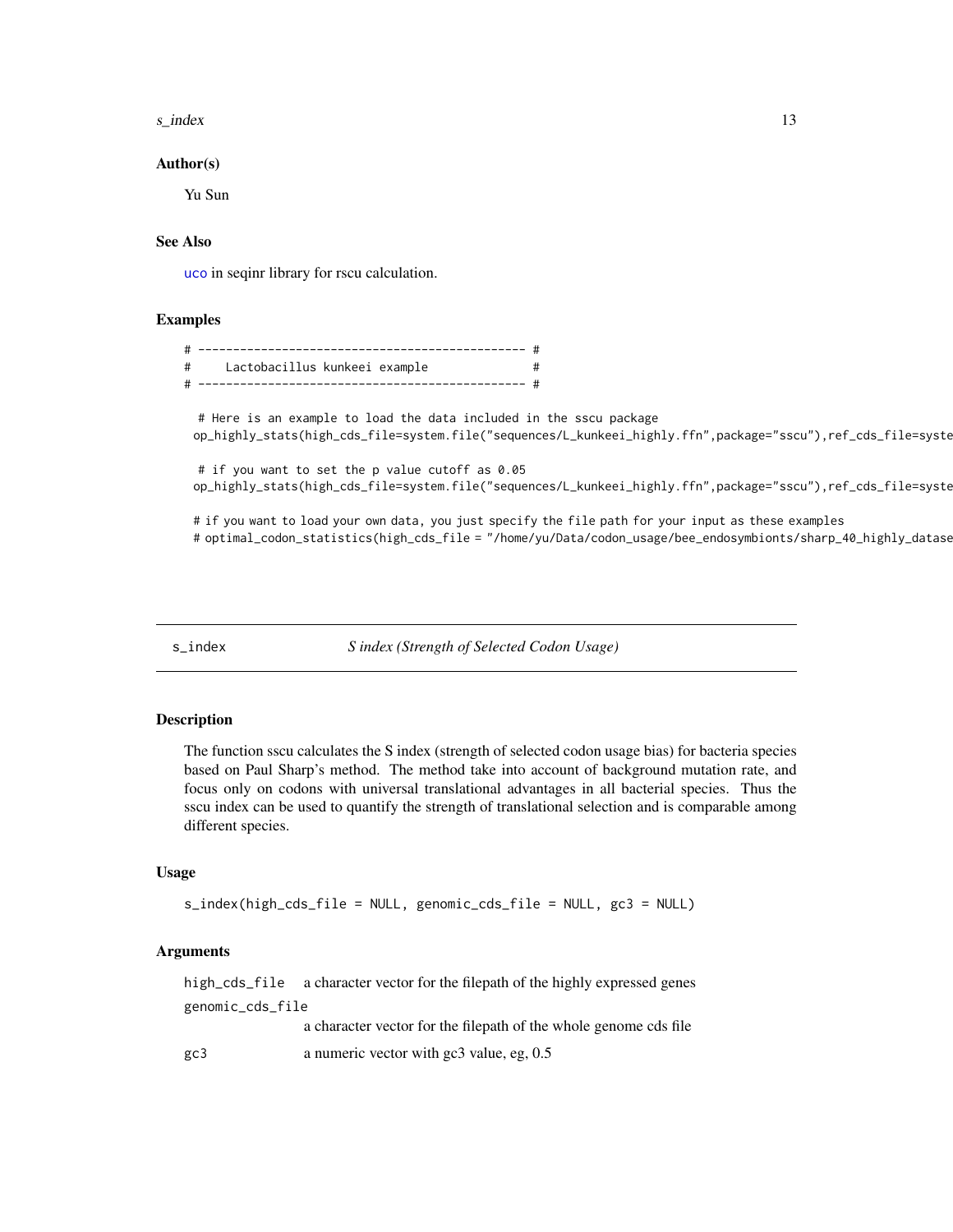### Author(s)

Yu Sun

### See Also

uco in seqinr library for rscu calculation.

### Examples

```
# ---------------------------------------------- #
#     Lactobacillus kunkeei example              #
# ---------------------------------------------- #

  # Here is an example to load the data included in the sscu package
 op_highly_stats(high_cds_file=system.file("sequences/L_kunkeei_highly.ffn",package="sscu"),ref_cds_file=syste

  # if you want to set the p value cutoff as 0.05
 op_highly_stats(high_cds_file=system.file("sequences/L_kunkeei_highly.ffn",package="sscu"),ref_cds_file=syste

 # if you want to load your own data, you just specify the file path for your input as these examples
 # optimal_codon_statistics(high_cds_file = "/home/yu/Data/codon_usage/bee_endosymbionts/sharp_40_highly_datase
```

---

## s_index    *S index (Strength of Selected Codon Usage)*

### Description

The function sscu calculates the S index (strength of selected codon usage bias) for bacteria species based on Paul Sharp's method. The method take into account of background mutation rate, and focus only on codons with universal translational advantages in all bacterial species. Thus the sscu index can be used to quantify the strength of translational selection and is comparable among different species.

### Usage

```
s_index(high_cds_file = NULL, genomic_cds_file = NULL, gc3 = NULL)
```

### Arguments

| | |
|---|---|
| high_cds_file | a character vector for the filepath of the highly expressed genes |
| genomic_cds_file | a character vector for the filepath of the whole genome cds file |
| gc3 | a numeric vector with gc3 value, eg, 0.5 |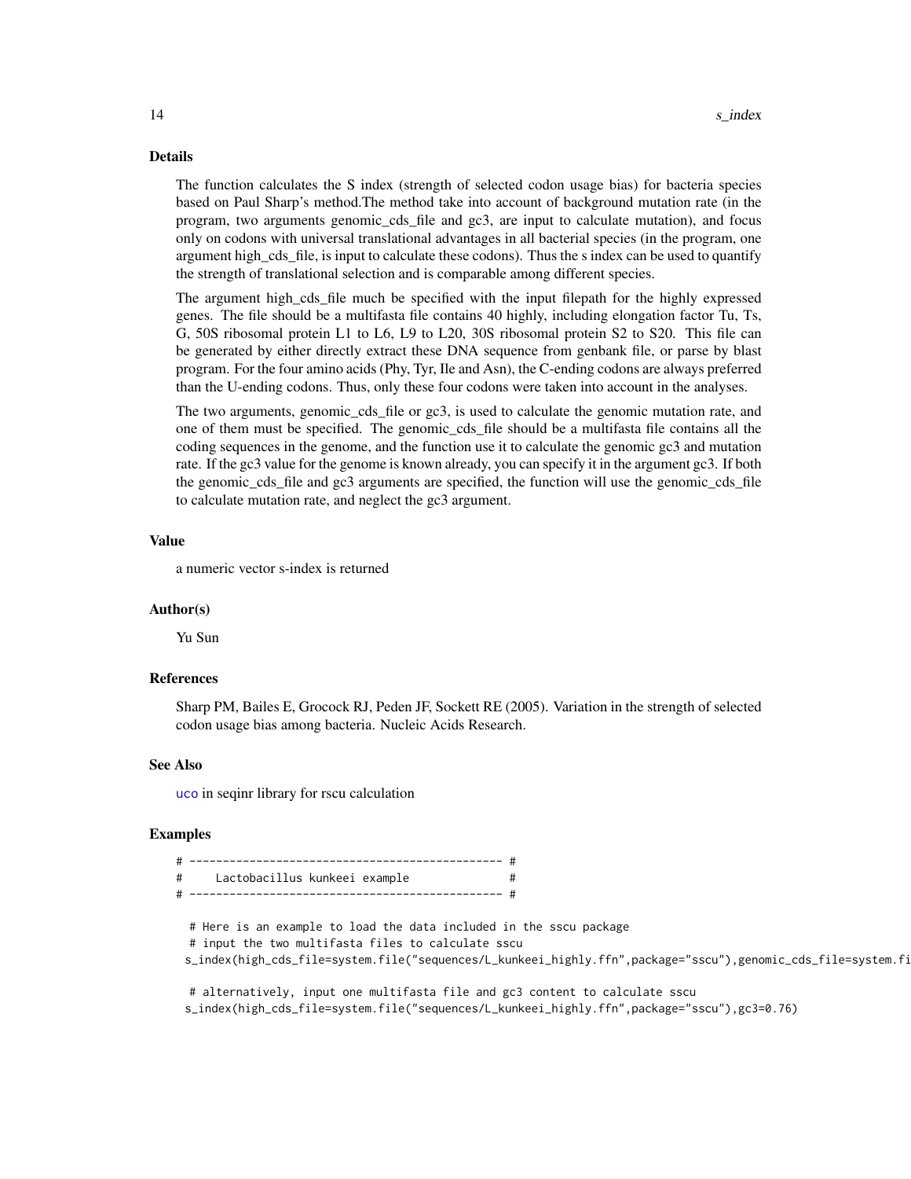## Details

The function calculates the S index (strength of selected codon usage bias) for bacteria species based on Paul Sharp's method.The method take into account of background mutation rate (in the program, two arguments genomic_cds_file and gc3, are input to calculate mutation), and focus only on codons with universal translational advantages in all bacterial species (in the program, one argument high_cds_file, is input to calculate these codons). Thus the s index can be used to quantify the strength of translational selection and is comparable among different species.

The argument high_cds_file much be specified with the input filepath for the highly expressed genes. The file should be a multifasta file contains 40 highly, including elongation factor Tu, Ts, G, 50S ribosomal protein L1 to L6, L9 to L20, 30S ribosomal protein S2 to S20. This file can be generated by either directly extract these DNA sequence from genbank file, or parse by blast program. For the four amino acids (Phy, Tyr, Ile and Asn), the C-ending codons are always preferred than the U-ending codons. Thus, only these four codons were taken into account in the analyses.

The two arguments, genomic_cds_file or gc3, is used to calculate the genomic mutation rate, and one of them must be specified. The genomic_cds_file should be a multifasta file contains all the coding sequences in the genome, and the function use it to calculate the genomic gc3 and mutation rate. If the gc3 value for the genome is known already, you can specify it in the argument gc3. If both the genomic_cds_file and gc3 arguments are specified, the function will use the genomic_cds_file to calculate mutation rate, and neglect the gc3 argument.

## Value

a numeric vector s-index is returned

## Author(s)

Yu Sun

## References

Sharp PM, Bailes E, Grocock RJ, Peden JF, Sockett RE (2005). Variation in the strength of selected codon usage bias among bacteria. Nucleic Acids Research.

## See Also

uco in seqinr library for rscu calculation

## Examples

```
# ---------------------------------------------- #
#     Lactobacillus kunkeei example              #
# ---------------------------------------------- #

  # Here is an example to load the data included in the sscu package
  # input the two multifasta files to calculate sscu
 s_index(high_cds_file=system.file("sequences/L_kunkeei_highly.ffn",package="sscu"),genomic_cds_file=system.fi

  # alternatively, input one multifasta file and gc3 content to calculate sscu
 s_index(high_cds_file=system.file("sequences/L_kunkeei_highly.ffn",package="sscu"),gc3=0.76)
```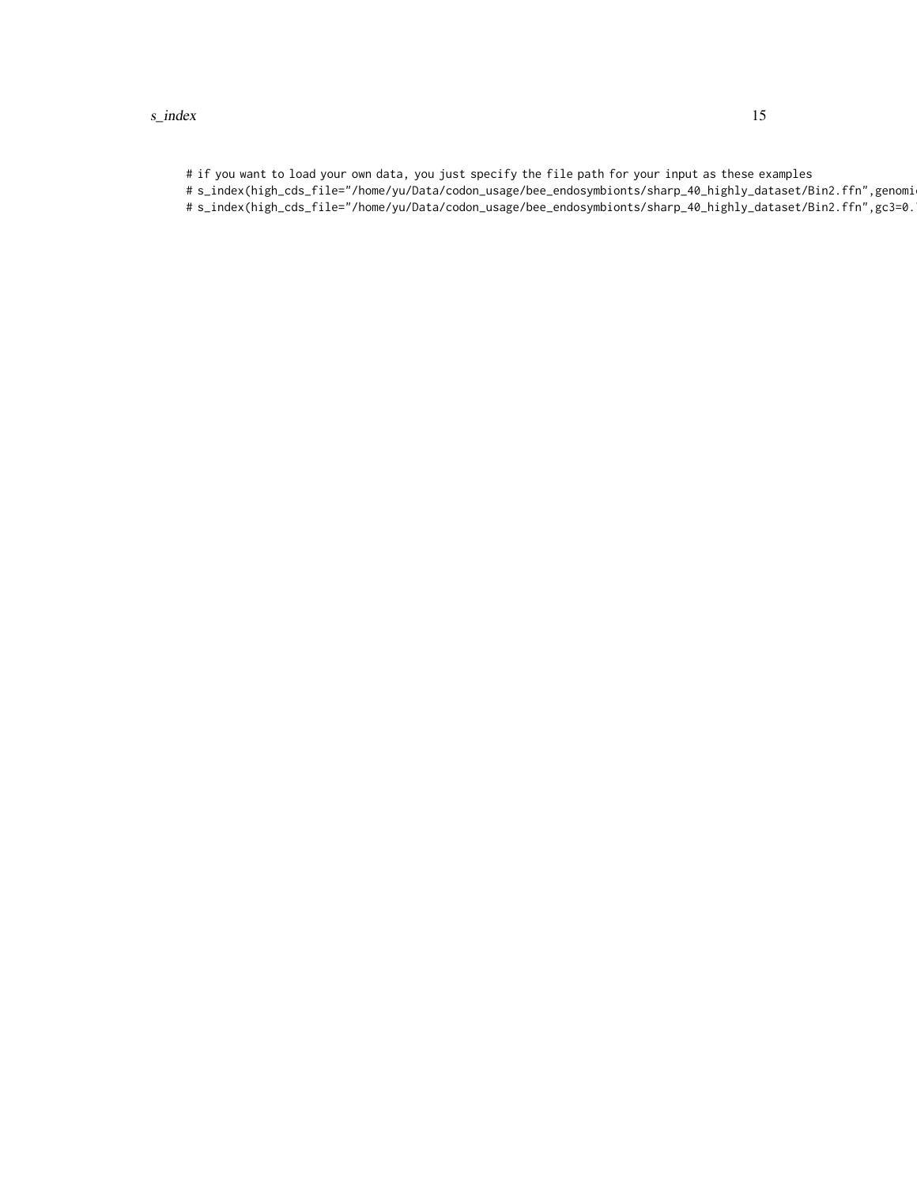```
# if you want to load your own data, you just specify the file path for your input as these examples
# s_index(high_cds_file="/home/yu/Data/codon_usage/bee_endosymbionts/sharp_40_highly_dataset/Bin2.ffn",genomi
# s_index(high_cds_file="/home/yu/Data/codon_usage/bee_endosymbionts/sharp_40_highly_dataset/Bin2.ffn",gc3=0.
```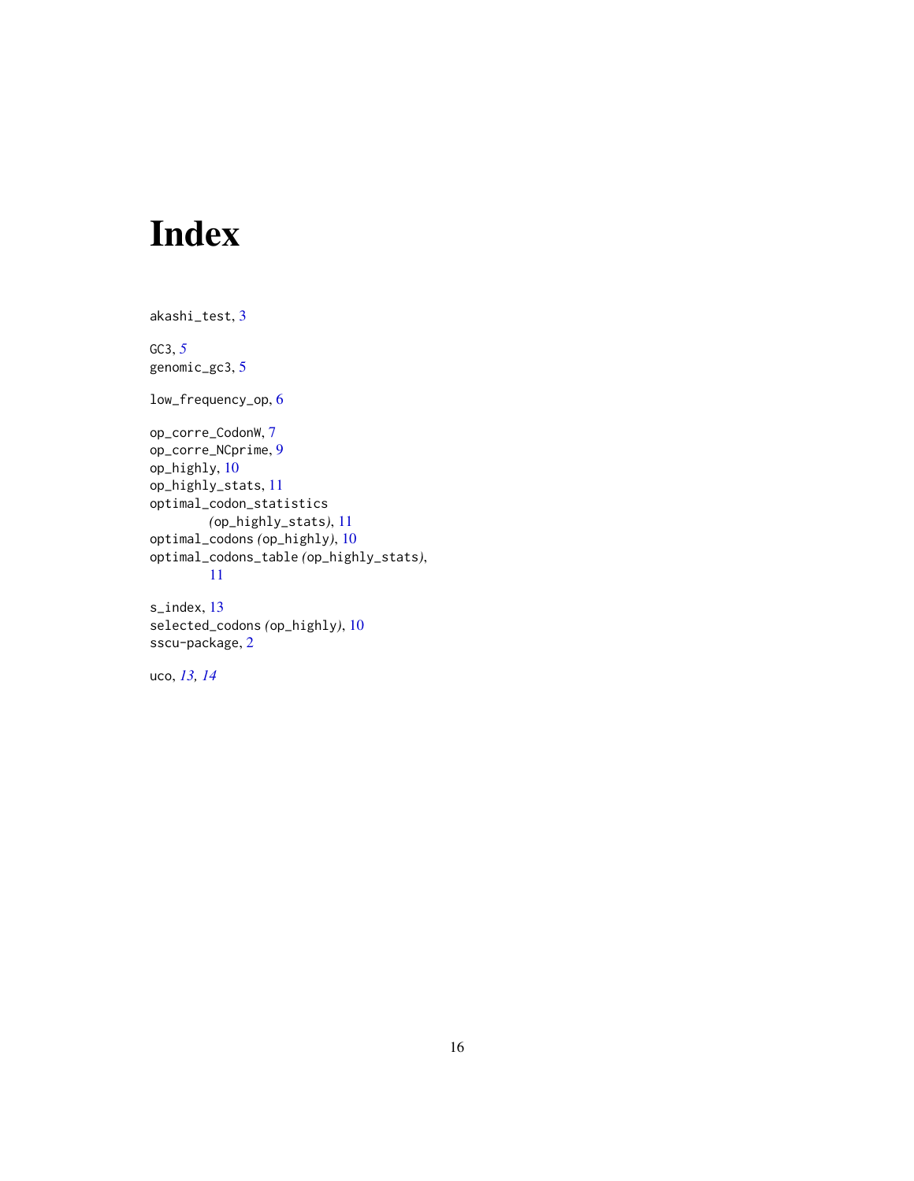# Index

akashi_test, 3

GC3, *5*
genomic_gc3, 5

low_frequency_op, 6

op_corre_CodonW, 7
op_corre_NCprime, 9
op_highly, 10
op_highly_stats, 11
optimal_codon_statistics (op_highly_stats), 11
optimal_codons (op_highly), 10
optimal_codons_table (op_highly_stats), 11

s_index, 13
selected_codons (op_highly), 10
sscu-package, 2

uco, *13, 14*